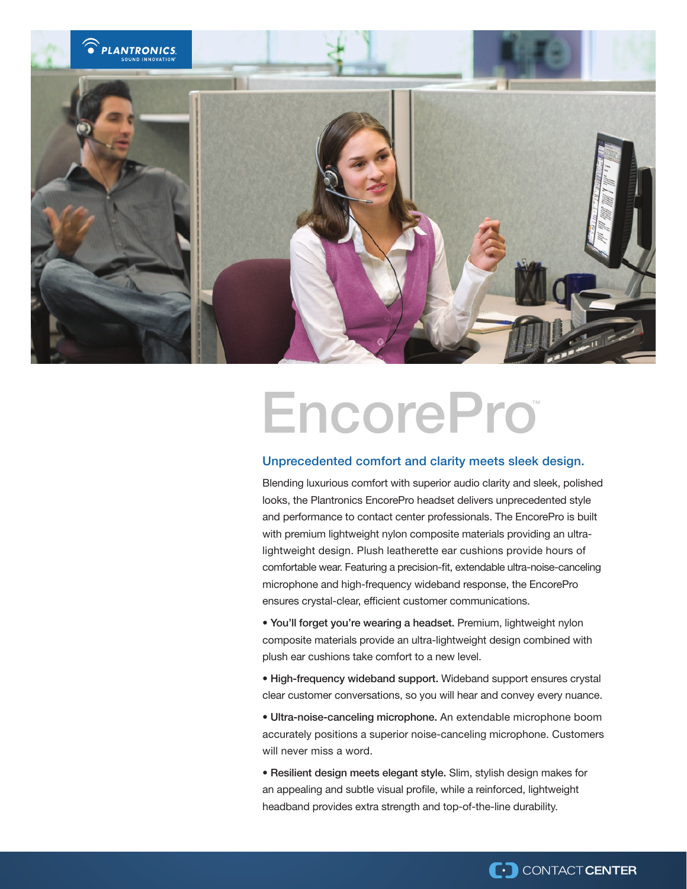# EncorePro™

## Unprecedented comfort and clarity meets sleek design.

Blending luxurious comfort with superior audio clarity and sleek, polished looks, the Plantronics EncorePro headset delivers unprecedented style and performance to contact center professionals. The EncorePro is built with premium lightweight nylon composite materials providing an ultra-lightweight design. Plush leatherette ear cushions provide hours of comfortable wear. Featuring a precision-fit, extendable ultra-noise-canceling microphone and high-frequency wideband response, the EncorePro ensures crystal-clear, efficient customer communications.

- **You'll forget you're wearing a headset.** Premium, lightweight nylon composite materials provide an ultra-lightweight design combined with plush ear cushions take comfort to a new level.
- **High-frequency wideband support.** Wideband support ensures crystal clear customer conversations, so you will hear and convey every nuance.
- **Ultra-noise-canceling microphone.** An extendable microphone boom accurately positions a superior noise-canceling microphone. Customers will never miss a word.
- **Resilient design meets elegant style.** Slim, stylish design makes for an appealing and subtle visual profile, while a reinforced, lightweight headband provides extra strength and top-of-the-line durability.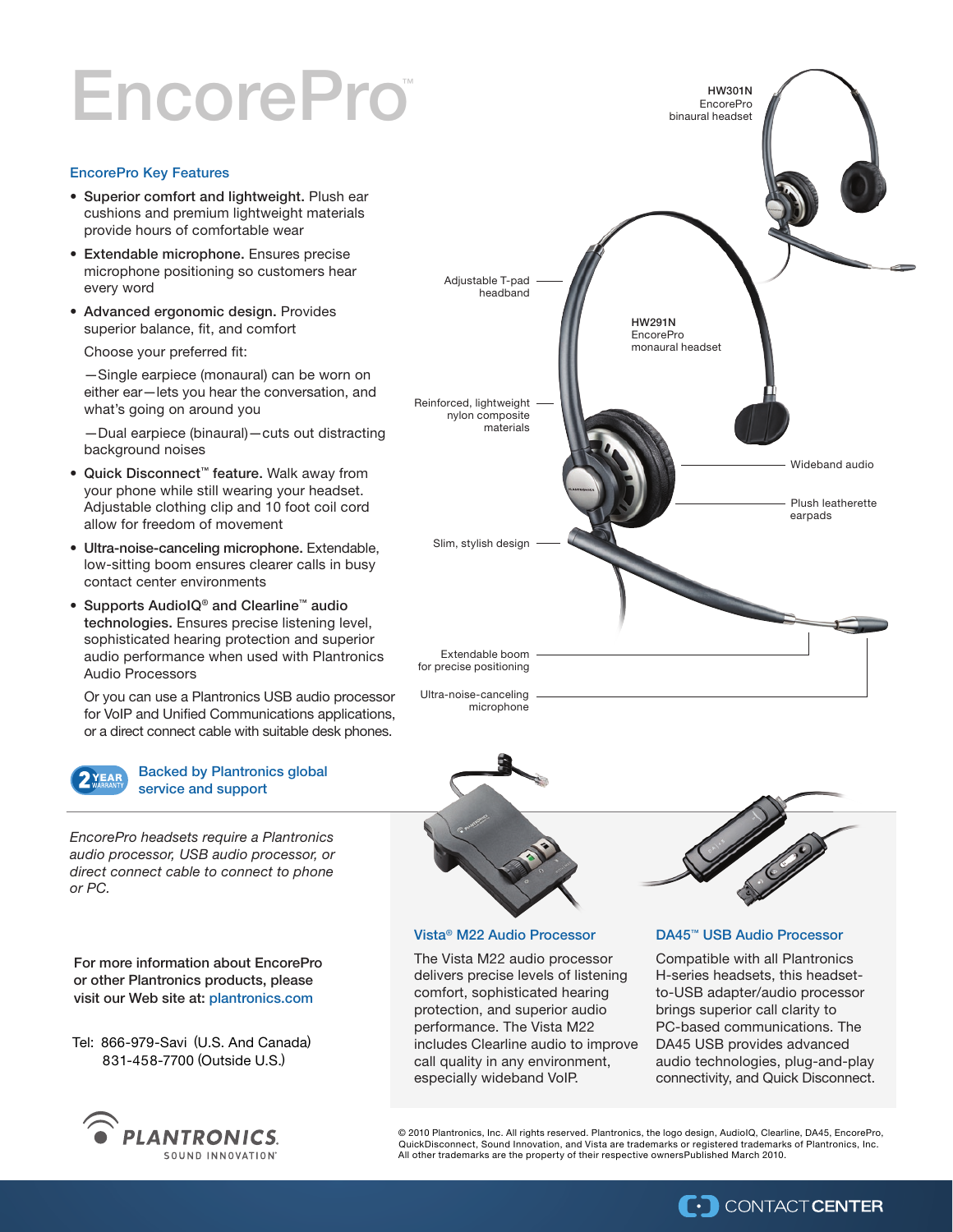# EncorePro™

## EncorePro Key Features

- **Superior comfort and lightweight.** Plush ear cushions and premium lightweight materials provide hours of comfortable wear
- **Extendable microphone.** Ensures precise microphone positioning so customers hear every word
- **Advanced ergonomic design.** Provides superior balance, fit, and comfort

  Choose your preferred fit:

  —Single earpiece (monaural) can be worn on either ear—lets you hear the conversation, and what's going on around you

  —Dual earpiece (binaural)—cuts out distracting background noises
- **Quick Disconnect™ feature.** Walk away from your phone while still wearing your headset. Adjustable clothing clip and 10 foot coil cord allow for freedom of movement
- **Ultra-noise-canceling microphone.** Extendable, low-sitting boom ensures clearer calls in busy contact center environments
- **Supports AudioIQ® and Clearline™ audio technologies.** Ensures precise listening level, sophisticated hearing protection and superior audio performance when used with Plantronics Audio Processors

  Or you can use a Plantronics USB audio processor for VoIP and Unified Communications applications, or a direct connect cable with suitable desk phones.

HW301N
EncorePro
binaural headset

Adjustable T-pad headband

HW291N
EncorePro
monaural headset

Reinforced, lightweight nylon composite materials

Wideband audio

Plush leatherette earpads

Slim, stylish design

Extendable boom for precise positioning

Ultra-noise-canceling microphone

2 YEAR WARRANTY — Backed by Plantronics global service and support

*EncorePro headsets require a Plantronics audio processor, USB audio processor, or direct connect cable to connect to phone or PC.*

For more information about EncorePro or other Plantronics products, please visit our Web site at: plantronics.com

Tel: 866-979-Savi (U.S. And Canada)
831-458-7700 (Outside U.S.)

### Vista® M22 Audio Processor

The Vista M22 audio processor delivers precise levels of listening comfort, sophisticated hearing protection, and superior audio performance. The Vista M22 includes Clearline audio to improve call quality in any environment, especially wideband VoIP.

### DA45™ USB Audio Processor

Compatible with all Plantronics H-series headsets, this headset-to-USB adapter/audio processor brings superior call clarity to PC-based communications. The DA45 USB provides advanced audio technologies, plug-and-play connectivity, and Quick Disconnect.

PLANTRONICS. SOUND INNOVATION®

© 2010 Plantronics, Inc. All rights reserved. Plantronics, the logo design, AudioIQ, Clearline, DA45, EncorePro, QuickDisconnect, Sound Innovation, and Vista are trademarks or registered trademarks of Plantronics, Inc. All other trademarks are the property of their respective ownersPublished March 2010.

CONTACT CENTER